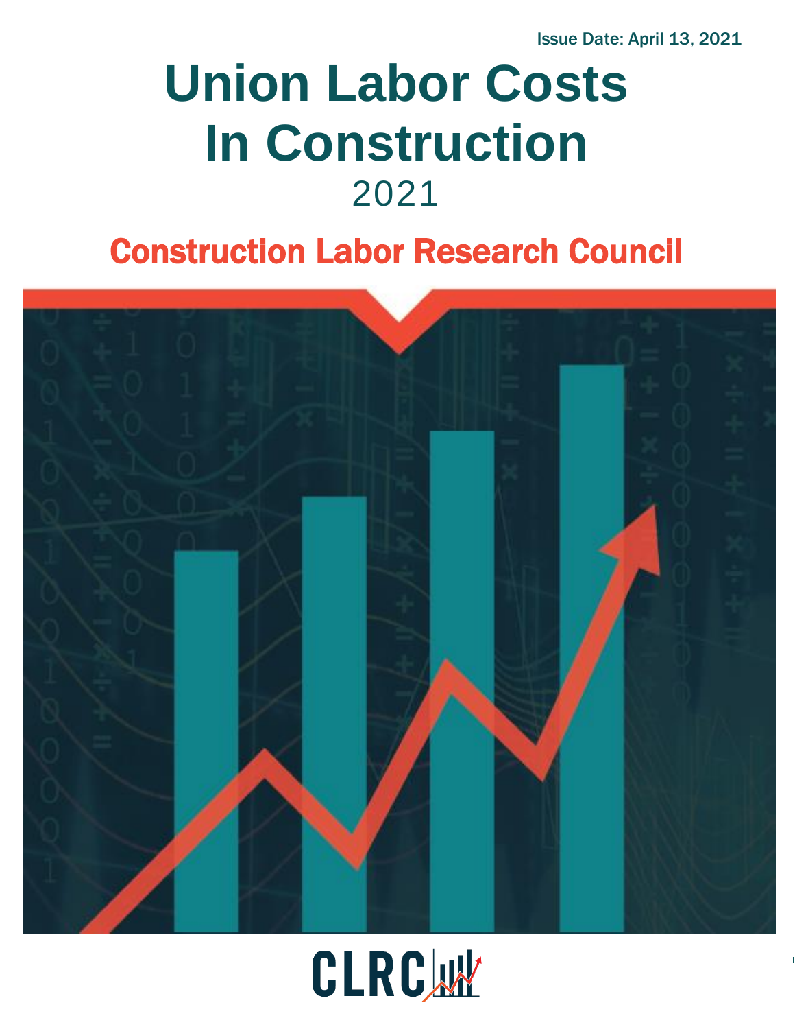Issue Date: April 13, 2021

# Union Labor Costs In Construction

## 2021

## Construction Labor Research Council

CLRC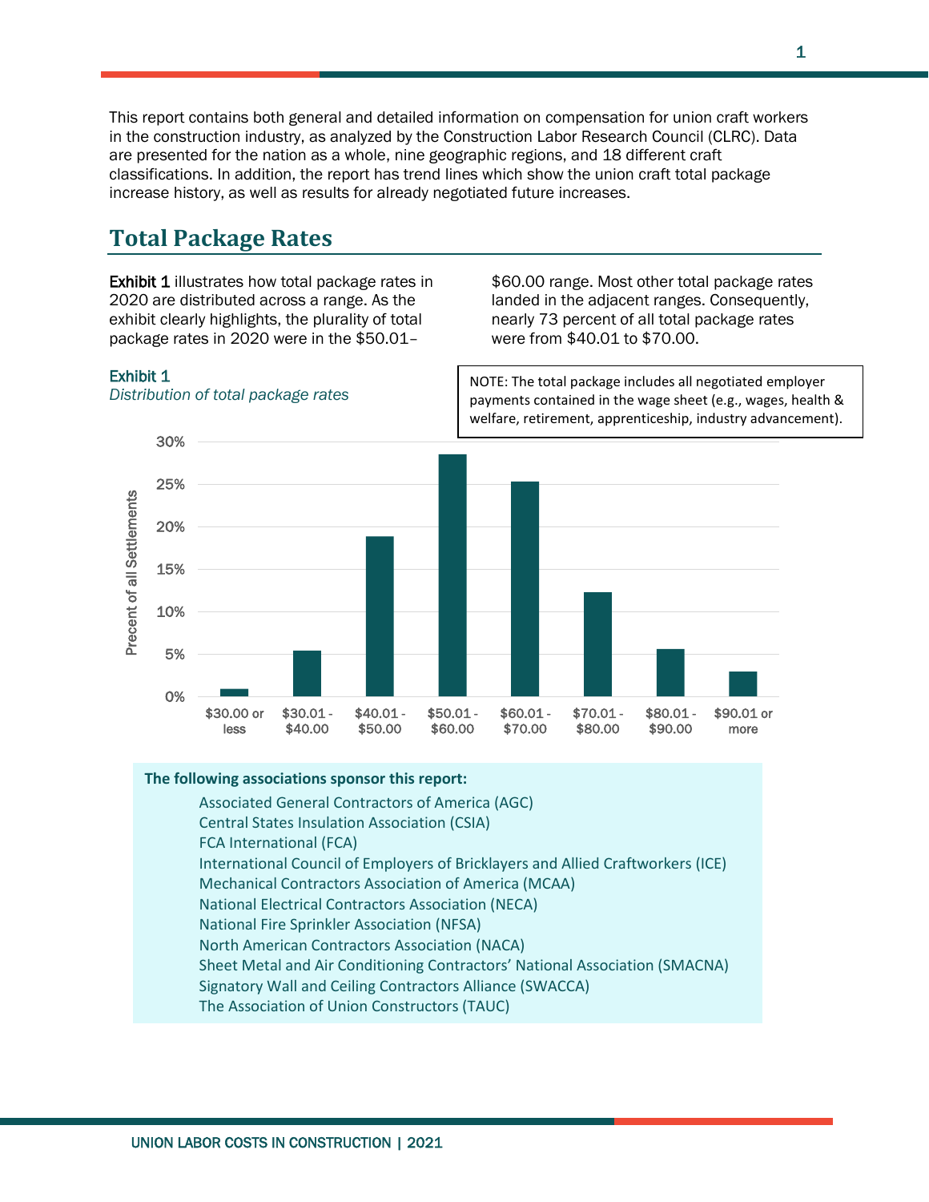This report contains both general and detailed information on compensation for union craft workers in the construction industry, as analyzed by the Construction Labor Research Council (CLRC). Data are presented for the nation as a whole, nine geographic regions, and 18 different craft classifications. In addition, the report has trend lines which show the union craft total package increase history, as well as results for already negotiated future increases.

## Total Package Rates

**Exhibit 1** illustrates how total package rates in 2020 are distributed across a range. As the exhibit clearly highlights, the plurality of total package rates in 2020 were in the $50.01–$60.00 range. Most other total package rates landed in the adjacent ranges. Consequently, nearly 73 percent of all total package rates were from $40.01 to $70.00.

**Exhibit 1**
*Distribution of total package rates*

NOTE: The total package includes all negotiated employer payments contained in the wage sheet (e.g., wages, health & welfare, retirement, apprenticeship, industry advancement).

**The following associations sponsor this report:**

- Associated General Contractors of America (AGC)
- Central States Insulation Association (CSIA)
- FCA International (FCA)
- International Council of Employers of Bricklayers and Allied Craftworkers (ICE)
- Mechanical Contractors Association of America (MCAA)
- National Electrical Contractors Association (NECA)
- National Fire Sprinkler Association (NFSA)
- North American Contractors Association (NACA)
- Sheet Metal and Air Conditioning Contractors' National Association (SMACNA)
- Signatory Wall and Ceiling Contractors Alliance (SWACCA)
- The Association of Union Constructors (TAUC)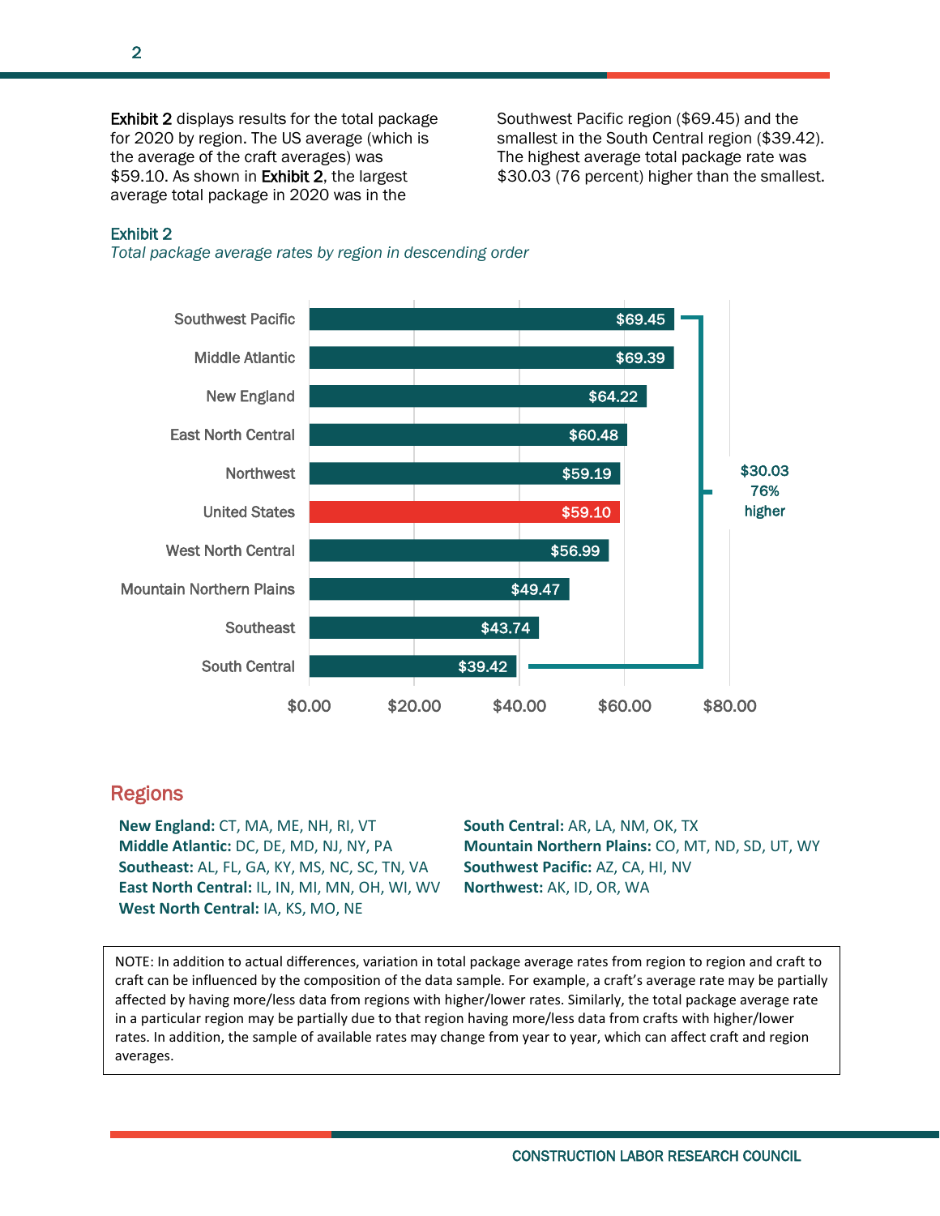**Exhibit 2** displays results for the total package for 2020 by region. The US average (which is the average of the craft averages) was $59.10. As shown in **Exhibit 2**, the largest average total package in 2020 was in the Southwest Pacific region ($69.45) and the smallest in the South Central region ($39.42). The highest average total package rate was $30.03 (76 percent) higher than the smallest.

### Exhibit 2

*Total package average rates by region in descending order*

| Region | Total package average rate |
|---|---|
| Southwest Pacific | $69.45 |
| Middle Atlantic | $69.39 |
| New England | $64.22 |
| East North Central | $60.48 |
| Northwest | $59.19 |
| United States | $59.10 |
| West North Central | $56.99 |
| Mountain Northern Plains | $49.47 |
| Southeast | $43.74 |
| South Central | $39.42 |

$30.03 76% higher

## Regions

**New England:** CT, MA, ME, NH, RI, VT
**Middle Atlantic:** DC, DE, MD, NJ, NY, PA
**Southeast:** AL, FL, GA, KY, MS, NC, SC, TN, VA
**East North Central:** IL, IN, MI, MN, OH, WI, WV
**West North Central:** IA, KS, MO, NE
**South Central:** AR, LA, NM, OK, TX
**Mountain Northern Plains:** CO, MT, ND, SD, UT, WY
**Southwest Pacific:** AZ, CA, HI, NV
**Northwest:** AK, ID, OR, WA

NOTE: In addition to actual differences, variation in total package average rates from region to region and craft to craft can be influenced by the composition of the data sample. For example, a craft's average rate may be partially affected by having more/less data from regions with higher/lower rates. Similarly, the total package average rate in a particular region may be partially due to that region having more/less data from crafts with higher/lower rates. In addition, the sample of available rates may change from year to year, which can affect craft and region averages.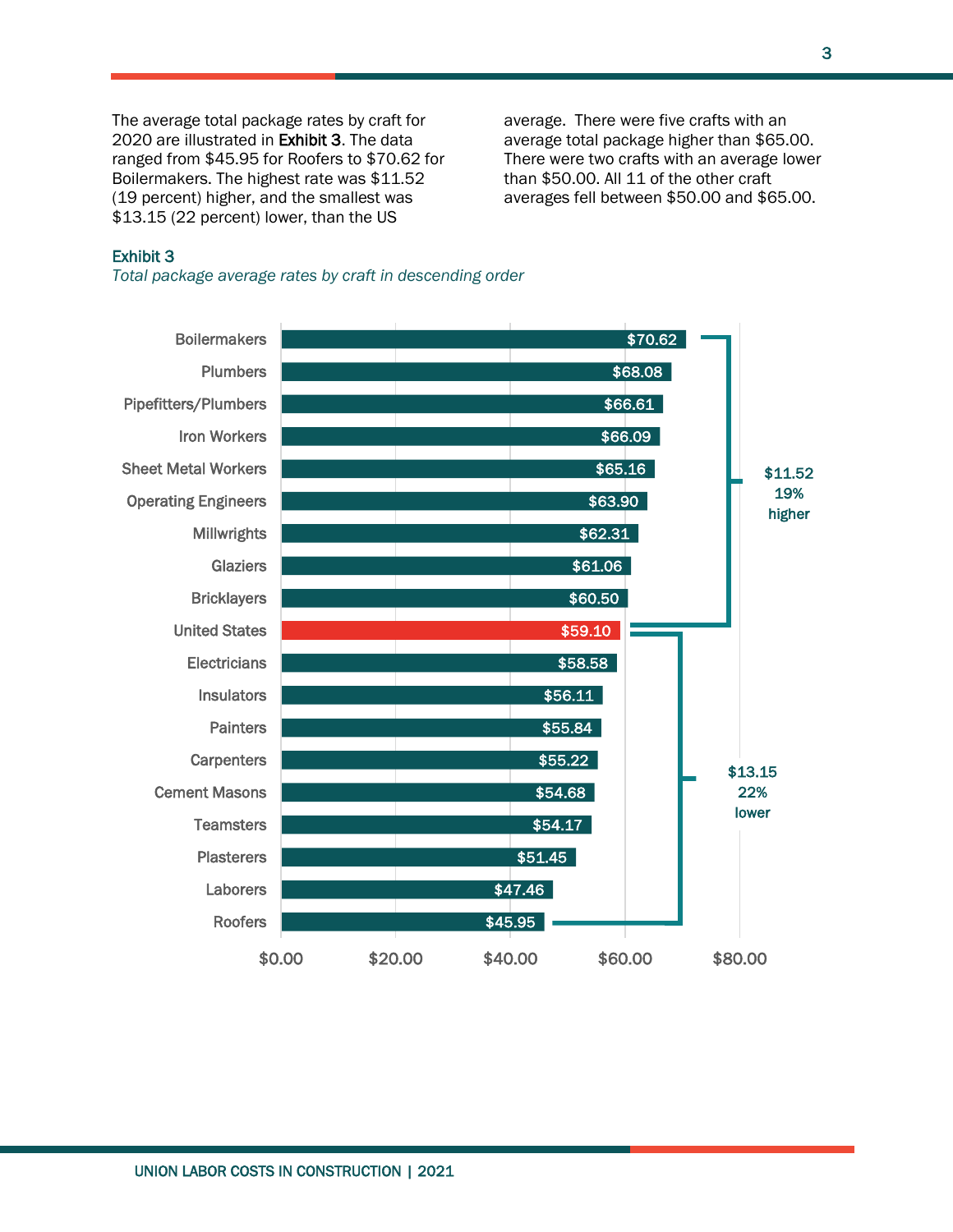The average total package rates by craft for 2020 are illustrated in **Exhibit 3**. The data ranged from $45.95 for Roofers to $70.62 for Boilermakers. The highest rate was $11.52 (19 percent) higher, and the smallest was $13.15 (22 percent) lower, than the US average. There were five crafts with an average total package higher than $65.00. There were two crafts with an average lower than $50.00. All 11 of the other craft averages fell between $50.00 and $65.00.

**Exhibit 3**

*Total package average rates by craft in descending order*

| Craft | Total package average rate |
|---|---|
| Boilermakers | $70.62 |
| Plumbers | $68.08 |
| Pipefitters/Plumbers | $66.61 |
| Iron Workers | $66.09 |
| Sheet Metal Workers | $65.16 |
| Operating Engineers | $63.90 |
| Millwrights | $62.31 |
| Glaziers | $61.06 |
| Bricklayers | $60.50 |
| United States | $59.10 |
| Electricians | $58.58 |
| Insulators | $56.11 |
| Painters | $55.84 |
| Carpenters | $55.22 |
| Cement Masons | $54.68 |
| Teamsters | $54.17 |
| Plasterers | $51.45 |
| Laborers | $47.46 |
| Roofers | $45.95 |

Boilermakers vs. United States: $11.52, 19% higher

Roofers vs. United States: $13.15, 22% lower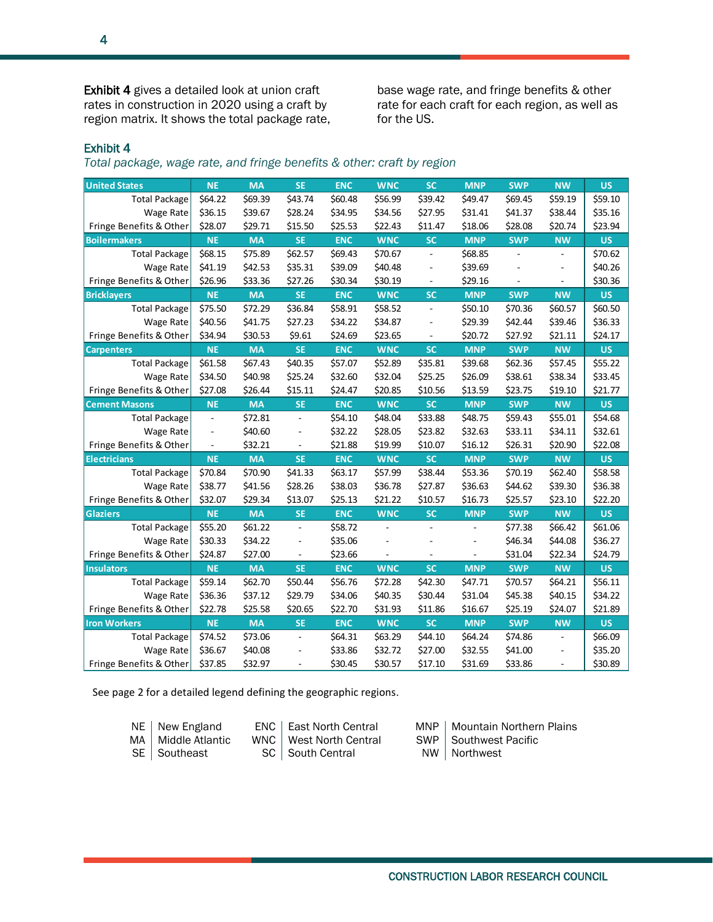**Exhibit 4** gives a detailed look at union craft rates in construction in 2020 using a craft by region matrix. It shows the total package rate, base wage rate, and fringe benefits & other rate for each craft for each region, as well as for the US.

**Exhibit 4**

*Total package, wage rate, and fringe benefits & other: craft by region*

| United States | NE | MA | SE | ENC | WNC | SC | MNP | SWP | NW | US |
|---|---|---|---|---|---|---|---|---|---|---|
| Total Package | $64.22 | $69.39 | $43.74 | $60.48 | $56.99 | $39.42 | $49.47 | $69.45 | $59.19 | $59.10 |
| Wage Rate | $36.15 | $39.67 | $28.24 | $34.95 | $34.56 | $27.95 | $31.41 | $41.37 | $38.44 | $35.16 |
| Fringe Benefits & Other | $28.07 | $29.71 | $15.50 | $25.53 | $22.43 | $11.47 | $18.06 | $28.08 | $20.74 | $23.94 |
| **Boilermakers** | **NE** | **MA** | **SE** | **ENC** | **WNC** | **SC** | **MNP** | **SWP** | **NW** | **US** |
| Total Package | $68.15 | $75.89 | $62.57 | $69.43 | $70.67 | - | $68.85 | - | - | $70.62 |
| Wage Rate | $41.19 | $42.53 | $35.31 | $39.09 | $40.48 | - | $39.69 | - | - | $40.26 |
| Fringe Benefits & Other | $26.96 | $33.36 | $27.26 | $30.34 | $30.19 | - | $29.16 | - | - | $30.36 |
| **Bricklayers** | **NE** | **MA** | **SE** | **ENC** | **WNC** | **SC** | **MNP** | **SWP** | **NW** | **US** |
| Total Package | $75.50 | $72.29 | $36.84 | $58.91 | $58.52 | - | $50.10 | $70.36 | $60.57 | $60.50 |
| Wage Rate | $40.56 | $41.75 | $27.23 | $34.22 | $34.87 | - | $29.39 | $42.44 | $39.46 | $36.33 |
| Fringe Benefits & Other | $34.94 | $30.53 | $9.61 | $24.69 | $23.65 | - | $20.72 | $27.92 | $21.11 | $24.17 |
| **Carpenters** | **NE** | **MA** | **SE** | **ENC** | **WNC** | **SC** | **MNP** | **SWP** | **NW** | **US** |
| Total Package | $61.58 | $67.43 | $40.35 | $57.07 | $52.89 | $35.81 | $39.68 | $62.36 | $57.45 | $55.22 |
| Wage Rate | $34.50 | $40.98 | $25.24 | $32.60 | $32.04 | $25.25 | $26.09 | $38.61 | $38.34 | $33.45 |
| Fringe Benefits & Other | $27.08 | $26.44 | $15.11 | $24.47 | $20.85 | $10.56 | $13.59 | $23.75 | $19.10 | $21.77 |
| **Cement Masons** | **NE** | **MA** | **SE** | **ENC** | **WNC** | **SC** | **MNP** | **SWP** | **NW** | **US** |
| Total Package | - | $72.81 | - | $54.10 | $48.04 | $33.88 | $48.75 | $59.43 | $55.01 | $54.68 |
| Wage Rate | - | $40.60 | - | $32.22 | $28.05 | $23.82 | $32.63 | $33.11 | $34.11 | $32.61 |
| Fringe Benefits & Other | - | $32.21 | - | $21.88 | $19.99 | $10.07 | $16.12 | $26.31 | $20.90 | $22.08 |
| **Electricians** | **NE** | **MA** | **SE** | **ENC** | **WNC** | **SC** | **MNP** | **SWP** | **NW** | **US** |
| Total Package | $70.84 | $70.90 | $41.33 | $63.17 | $57.99 | $38.44 | $53.36 | $70.19 | $62.40 | $58.58 |
| Wage Rate | $38.77 | $41.56 | $28.26 | $38.03 | $36.78 | $27.87 | $36.63 | $44.62 | $39.30 | $36.38 |
| Fringe Benefits & Other | $32.07 | $29.34 | $13.07 | $25.13 | $21.22 | $10.57 | $16.73 | $25.57 | $23.10 | $22.20 |
| **Glaziers** | **NE** | **MA** | **SE** | **ENC** | **WNC** | **SC** | **MNP** | **SWP** | **NW** | **US** |
| Total Package | $55.20 | $61.22 | - | $58.72 | - | - | - | $77.38 | $66.42 | $61.06 |
| Wage Rate | $30.33 | $34.22 | - | $35.06 | - | - | - | $46.34 | $44.08 | $36.27 |
| Fringe Benefits & Other | $24.87 | $27.00 | - | $23.66 | - | - | - | $31.04 | $22.34 | $24.79 |
| **Insulators** | **NE** | **MA** | **SE** | **ENC** | **WNC** | **SC** | **MNP** | **SWP** | **NW** | **US** |
| Total Package | $59.14 | $62.70 | $50.44 | $56.76 | $72.28 | $42.30 | $47.71 | $70.57 | $64.21 | $56.11 |
| Wage Rate | $36.36 | $37.12 | $29.79 | $34.06 | $40.35 | $30.44 | $31.04 | $45.38 | $40.15 | $34.22 |
| Fringe Benefits & Other | $22.78 | $25.58 | $20.65 | $22.70 | $31.93 | $11.86 | $16.67 | $25.19 | $24.07 | $21.89 |
| **Iron Workers** | **NE** | **MA** | **SE** | **ENC** | **WNC** | **SC** | **MNP** | **SWP** | **NW** | **US** |
| Total Package | $74.52 | $73.06 | - | $64.31 | $63.29 | $44.10 | $64.24 | $74.86 | - | $66.09 |
| Wage Rate | $36.67 | $40.08 | - | $33.86 | $32.72 | $27.00 | $32.55 | $41.00 | - | $35.20 |
| Fringe Benefits & Other | $37.85 | $32.97 | - | $30.45 | $30.57 | $17.10 | $31.69 | $33.86 | - | $30.89 |

See page 2 for a detailed legend defining the geographic regions.

| | | | | | |
|---|---|---|---|---|---|
| NE | New England | ENC | East North Central | MNP | Mountain Northern Plains |
| MA | Middle Atlantic | WNC | West North Central | SWP | Southwest Pacific |
| SE | Southeast | SC | South Central | NW | Northwest |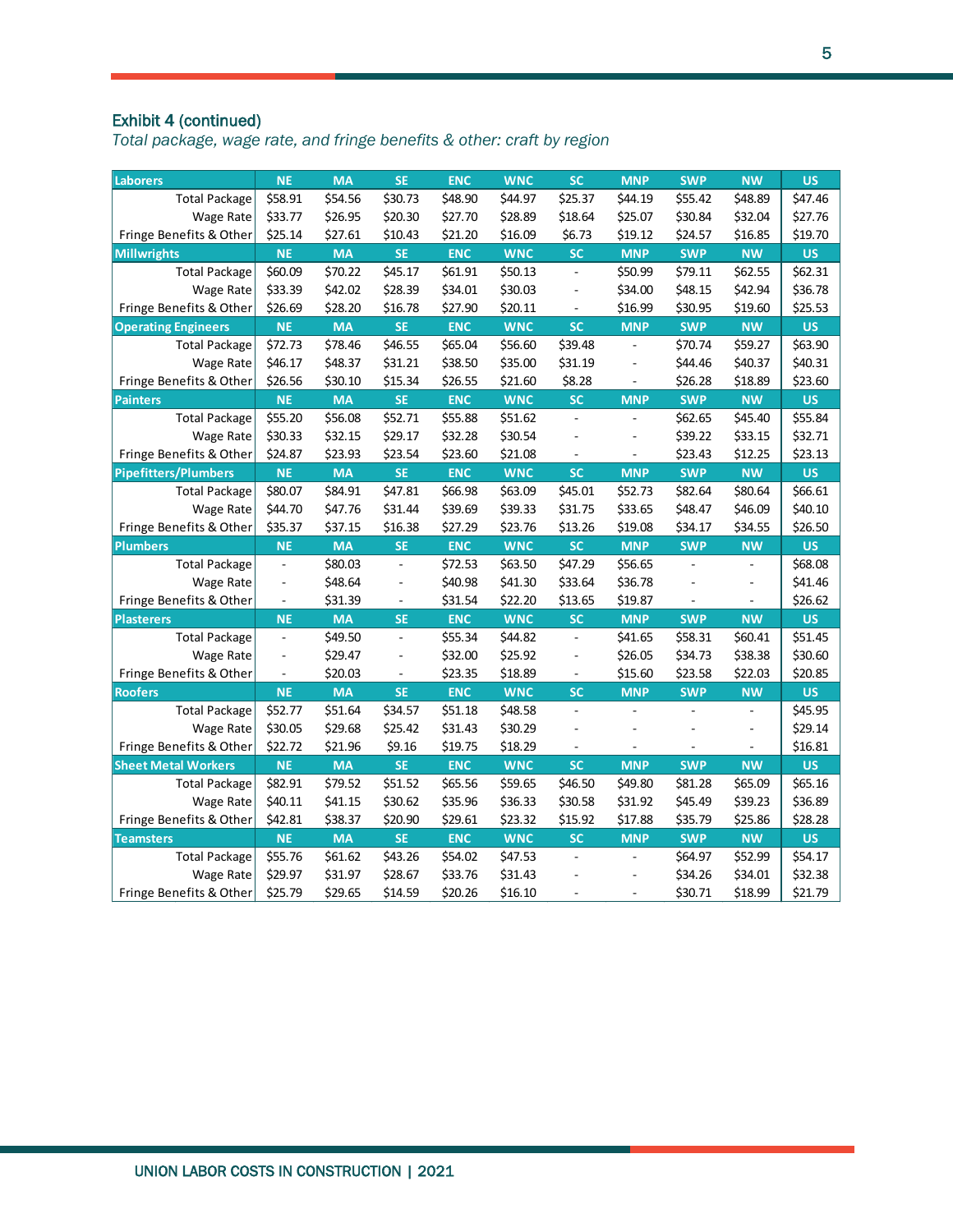### Exhibit 4 (continued)

*Total package, wage rate, and fringe benefits & other: craft by region*

| Laborers | NE | MA | SE | ENC | WNC | SC | MNP | SWP | NW | US |
|---|---|---|---|---|---|---|---|---|---|---|
| Total Package | $58.91 | $54.56 | $30.73 | $48.90 | $44.97 | $25.37 | $44.19 | $55.42 | $48.89 | $47.46 |
| Wage Rate | $33.77 | $26.95 | $20.30 | $27.70 | $28.89 | $18.64 | $25.07 | $30.84 | $32.04 | $27.76 |
| Fringe Benefits & Other | $25.14 | $27.61 | $10.43 | $21.20 | $16.09 | $6.73 | $19.12 | $24.57 | $16.85 | $19.70 |
| **Millwrights** | **NE** | **MA** | **SE** | **ENC** | **WNC** | **SC** | **MNP** | **SWP** | **NW** | **US** |
| Total Package | $60.09 | $70.22 | $45.17 | $61.91 | $50.13 | - | $50.99 | $79.11 | $62.55 | $62.31 |
| Wage Rate | $33.39 | $42.02 | $28.39 | $34.01 | $30.03 | - | $34.00 | $48.15 | $42.94 | $36.78 |
| Fringe Benefits & Other | $26.69 | $28.20 | $16.78 | $27.90 | $20.11 | - | $16.99 | $30.95 | $19.60 | $25.53 |
| **Operating Engineers** | **NE** | **MA** | **SE** | **ENC** | **WNC** | **SC** | **MNP** | **SWP** | **NW** | **US** |
| Total Package | $72.73 | $78.46 | $46.55 | $65.04 | $56.60 | $39.48 | - | $70.74 | $59.27 | $63.90 |
| Wage Rate | $46.17 | $48.37 | $31.21 | $38.50 | $35.00 | $31.19 | - | $44.46 | $40.37 | $40.31 |
| Fringe Benefits & Other | $26.56 | $30.10 | $15.34 | $26.55 | $21.60 | $8.28 | - | $26.28 | $18.89 | $23.60 |
| **Painters** | **NE** | **MA** | **SE** | **ENC** | **WNC** | **SC** | **MNP** | **SWP** | **NW** | **US** |
| Total Package | $55.20 | $56.08 | $52.71 | $55.88 | $51.62 | - | - | $62.65 | $45.40 | $55.84 |
| Wage Rate | $30.33 | $32.15 | $29.17 | $32.28 | $30.54 | - | - | $39.22 | $33.15 | $32.71 |
| Fringe Benefits & Other | $24.87 | $23.93 | $23.54 | $23.60 | $21.08 | - | - | $23.43 | $12.25 | $23.13 |
| **Pipefitters/Plumbers** | **NE** | **MA** | **SE** | **ENC** | **WNC** | **SC** | **MNP** | **SWP** | **NW** | **US** |
| Total Package | $80.07 | $84.91 | $47.81 | $66.98 | $63.09 | $45.01 | $52.73 | $82.64 | $80.64 | $66.61 |
| Wage Rate | $44.70 | $47.76 | $31.44 | $39.69 | $39.33 | $31.75 | $33.65 | $48.47 | $46.09 | $40.10 |
| Fringe Benefits & Other | $35.37 | $37.15 | $16.38 | $27.29 | $23.76 | $13.26 | $19.08 | $34.17 | $34.55 | $26.50 |
| **Plumbers** | **NE** | **MA** | **SE** | **ENC** | **WNC** | **SC** | **MNP** | **SWP** | **NW** | **US** |
| Total Package | - | $80.03 | - | $72.53 | $63.50 | $47.29 | $56.65 | - | - | $68.08 |
| Wage Rate | - | $48.64 | - | $40.98 | $41.30 | $33.64 | $36.78 | - | - | $41.46 |
| Fringe Benefits & Other | - | $31.39 | - | $31.54 | $22.20 | $13.65 | $19.87 | - | - | $26.62 |
| **Plasterers** | **NE** | **MA** | **SE** | **ENC** | **WNC** | **SC** | **MNP** | **SWP** | **NW** | **US** |
| Total Package | - | $49.50 | - | $55.34 | $44.82 | - | $41.65 | $58.31 | $60.41 | $51.45 |
| Wage Rate | - | $29.47 | - | $32.00 | $25.92 | - | $26.05 | $34.73 | $38.38 | $30.60 |
| Fringe Benefits & Other | - | $20.03 | - | $23.35 | $18.89 | - | $15.60 | $23.58 | $22.03 | $20.85 |
| **Roofers** | **NE** | **MA** | **SE** | **ENC** | **WNC** | **SC** | **MNP** | **SWP** | **NW** | **US** |
| Total Package | $52.77 | $51.64 | $34.57 | $51.18 | $48.58 | - | - | - | - | $45.95 |
| Wage Rate | $30.05 | $29.68 | $25.42 | $31.43 | $30.29 | - | - | - | - | $29.14 |
| Fringe Benefits & Other | $22.72 | $21.96 | $9.16 | $19.75 | $18.29 | - | - | - | - | $16.81 |
| **Sheet Metal Workers** | **NE** | **MA** | **SE** | **ENC** | **WNC** | **SC** | **MNP** | **SWP** | **NW** | **US** |
| Total Package | $82.91 | $79.52 | $51.52 | $65.56 | $59.65 | $46.50 | $49.80 | $81.28 | $65.09 | $65.16 |
| Wage Rate | $40.11 | $41.15 | $30.62 | $35.96 | $36.33 | $30.58 | $31.92 | $45.49 | $39.23 | $36.89 |
| Fringe Benefits & Other | $42.81 | $38.37 | $20.90 | $29.61 | $23.32 | $15.92 | $17.88 | $35.79 | $25.86 | $28.28 |
| **Teamsters** | **NE** | **MA** | **SE** | **ENC** | **WNC** | **SC** | **MNP** | **SWP** | **NW** | **US** |
| Total Package | $55.76 | $61.62 | $43.26 | $54.02 | $47.53 | - | - | $64.97 | $52.99 | $54.17 |
| Wage Rate | $29.97 | $31.97 | $28.67 | $33.76 | $31.43 | - | - | $34.26 | $34.01 | $32.38 |
| Fringe Benefits & Other | $25.79 | $29.65 | $14.59 | $20.26 | $16.10 | - | - | $30.71 | $18.99 | $21.79 |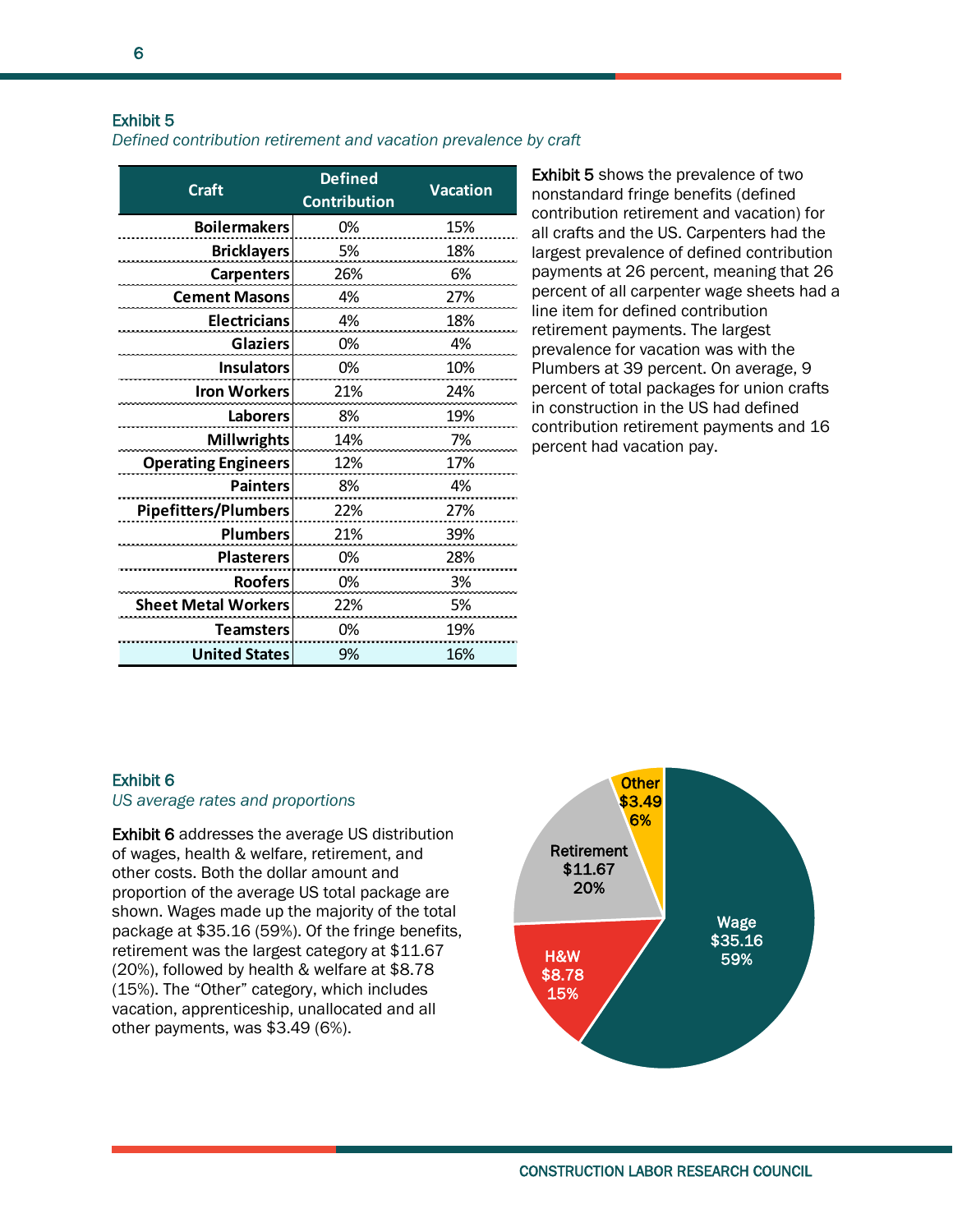### Exhibit 5

*Defined contribution retirement and vacation prevalence by craft*

| Craft | Defined Contribution | Vacation |
|---|---|---|
| Boilermakers | 0% | 15% |
| Bricklayers | 5% | 18% |
| Carpenters | 26% | 6% |
| Cement Masons | 4% | 27% |
| Electricians | 4% | 18% |
| Glaziers | 0% | 4% |
| Insulators | 0% | 10% |
| Iron Workers | 21% | 24% |
| Laborers | 8% | 19% |
| Millwrights | 14% | 7% |
| Operating Engineers | 12% | 17% |
| Painters | 8% | 4% |
| Pipefitters/Plumbers | 22% | 27% |
| Plumbers | 21% | 39% |
| Plasterers | 0% | 28% |
| Roofers | 0% | 3% |
| Sheet Metal Workers | 22% | 5% |
| Teamsters | 0% | 19% |
| United States | 9% | 16% |

**Exhibit 5** shows the prevalence of two nonstandard fringe benefits (defined contribution retirement and vacation) for all crafts and the US. Carpenters had the largest prevalence of defined contribution payments at 26 percent, meaning that 26 percent of all carpenter wage sheets had a line item for defined contribution retirement payments. The largest prevalence for vacation was with the Plumbers at 39 percent. On average, 9 percent of total packages for union crafts in construction in the US had defined contribution retirement payments and 16 percent had vacation pay.

### Exhibit 6

*US average rates and proportions*

**Exhibit 6** addresses the average US distribution of wages, health & welfare, retirement, and other costs. Both the dollar amount and proportion of the average US total package are shown. Wages made up the majority of the total package at $35.16 (59%). Of the fringe benefits, retirement was the largest category at $11.67 (20%), followed by health & welfare at $8.78 (15%). The "Other" category, which includes vacation, apprenticeship, unallocated and all other payments, was $3.49 (6%).

| Category | Amount | Proportion |
|---|---|---|
| Wage | $35.16 | 59% |
| H&W | $8.78 | 15% |
| Retirement | $11.67 | 20% |
| Other | $3.49 | 6% |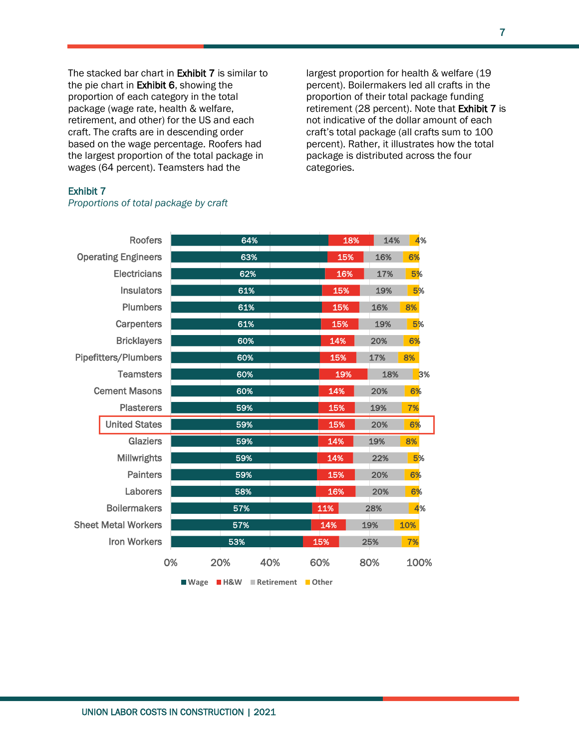The stacked bar chart in **Exhibit 7** is similar to the pie chart in **Exhibit 6**, showing the proportion of each category in the total package (wage rate, health & welfare, retirement, and other) for the US and each craft. The crafts are in descending order based on the wage percentage. Roofers had the largest proportion of the total package in wages (64 percent). Teamsters had the largest proportion for health & welfare (19 percent). Boilermakers led all crafts in the proportion of their total package funding retirement (28 percent). Note that **Exhibit 7** is not indicative of the dollar amount of each craft's total package (all crafts sum to 100 percent). Rather, it illustrates how the total package is distributed across the four categories.

### Exhibit 7

*Proportions of total package by craft*

| Craft | Wage | H&W | Retirement | Other |
|---|---|---|---|---|
| Roofers | 64% | 18% | 14% | 4% |
| Operating Engineers | 63% | 15% | 16% | 6% |
| Electricians | 62% | 16% | 17% | 5% |
| Insulators | 61% | 15% | 19% | 5% |
| Plumbers | 61% | 15% | 16% | 8% |
| Carpenters | 61% | 15% | 19% | 5% |
| Bricklayers | 60% | 14% | 20% | 6% |
| Pipefitters/Plumbers | 60% | 15% | 17% | 8% |
| Teamsters | 60% | 19% | 18% | 3% |
| Cement Masons | 60% | 14% | 20% | 6% |
| Plasterers | 59% | 15% | 19% | 7% |
| **United States** | **59%** | **15%** | **20%** | **6%** |
| Glaziers | 59% | 14% | 19% | 8% |
| Millwrights | 59% | 14% | 22% | 5% |
| Painters | 59% | 15% | 20% | 6% |
| Laborers | 58% | 16% | 20% | 6% |
| Boilermakers | 57% | 11% | 28% | 4% |
| Sheet Metal Workers | 57% | 14% | 19% | 10% |
| Iron Workers | 53% | 15% | 25% | 7% |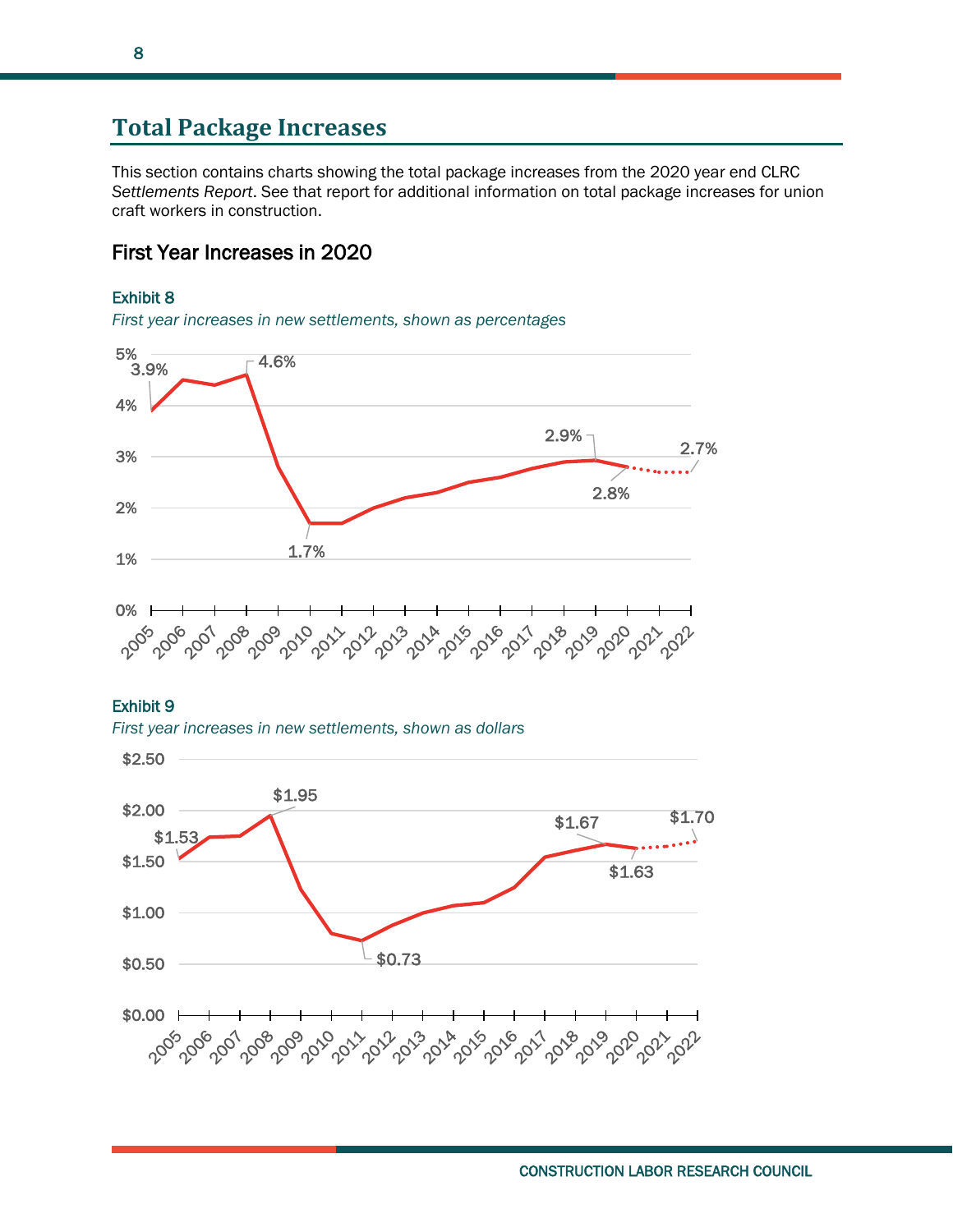## Total Package Increases

This section contains charts showing the total package increases from the 2020 year end CLRC *Settlements Report*. See that report for additional information on total package increases for union craft workers in construction.

### First Year Increases in 2020

**Exhibit 8**

*First year increases in new settlements, shown as percentages*

**Exhibit 9**

*First year increases in new settlements, shown as dollars*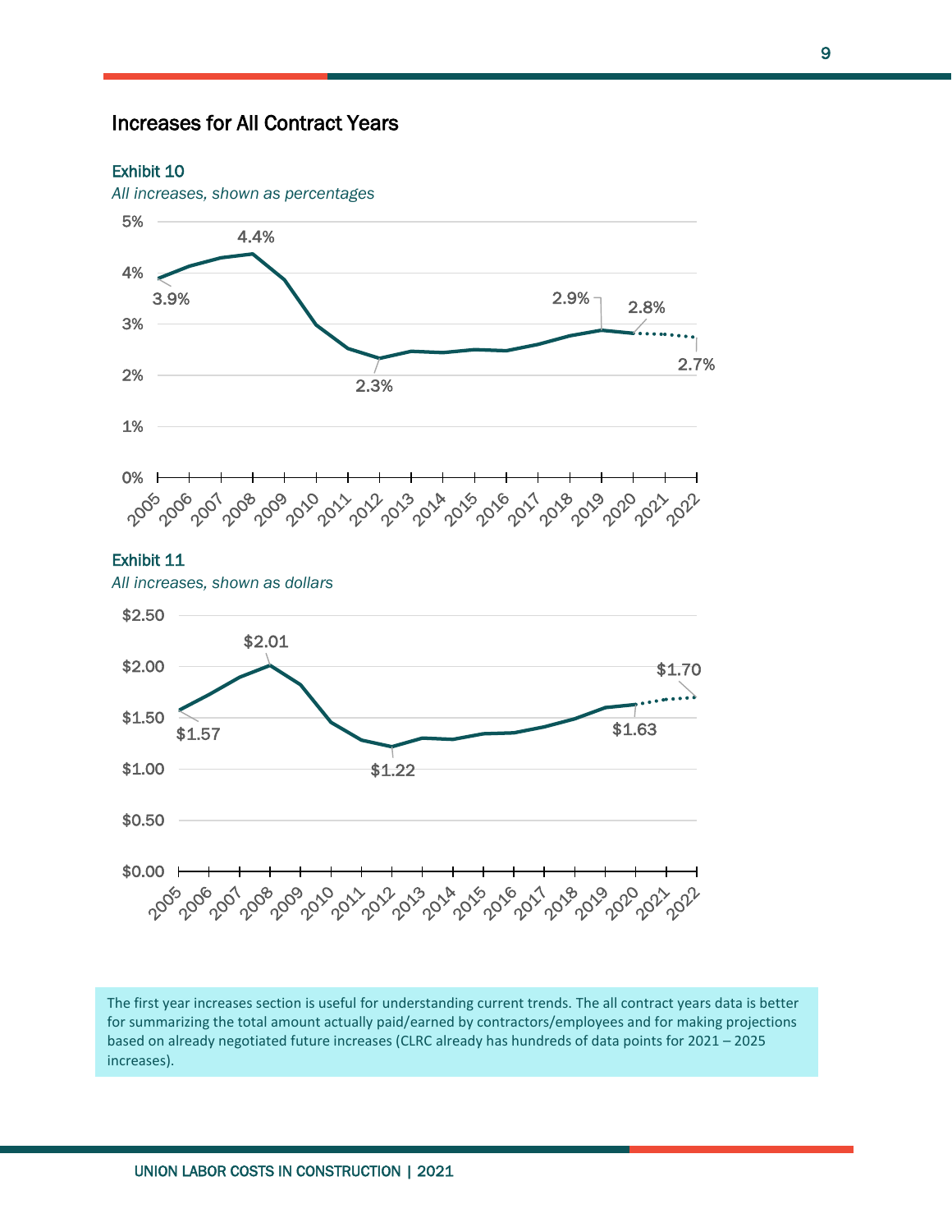## Increases for All Contract Years

**Exhibit 10**

*All increases, shown as percentages*

| Year | Increase |
|---|---|
| 2005 | 3.9% |
| 2008 | 4.4% |
| 2012 | 2.3% |
| 2019 | 2.9% |
| 2020 | 2.8% |
| 2022 | 2.7% |

**Exhibit 11**

*All increases, shown as dollars*

| Year | Increase |
|---|---|
| 2005 | $1.57 |
| 2008 | $2.01 |
| 2012 | $1.22 |
| 2020 | $1.63 |
| 2022 | $1.70 |

The first year increases section is useful for understanding current trends. The all contract years data is better for summarizing the total amount actually paid/earned by contractors/employees and for making projections based on already negotiated future increases (CLRC already has hundreds of data points for 2021 – 2025 increases).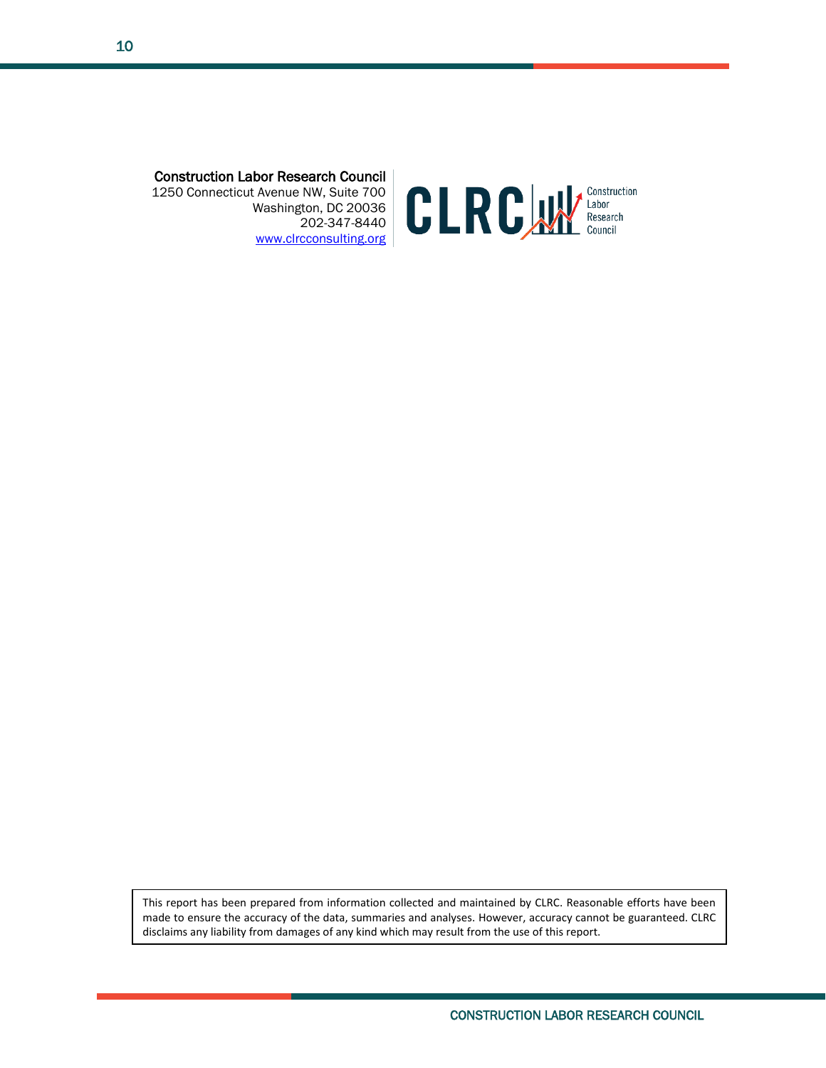**Construction Labor Research Council**
1250 Connecticut Avenue NW, Suite 700
Washington, DC 20036
202-347-8440
[www.clrcconsulting.org](http://www.clrcconsulting.org)

CLRC Construction Labor Research Council

This report has been prepared from information collected and maintained by CLRC. Reasonable efforts have been made to ensure the accuracy of the data, summaries and analyses. However, accuracy cannot be guaranteed. CLRC disclaims any liability from damages of any kind which may result from the use of this report.